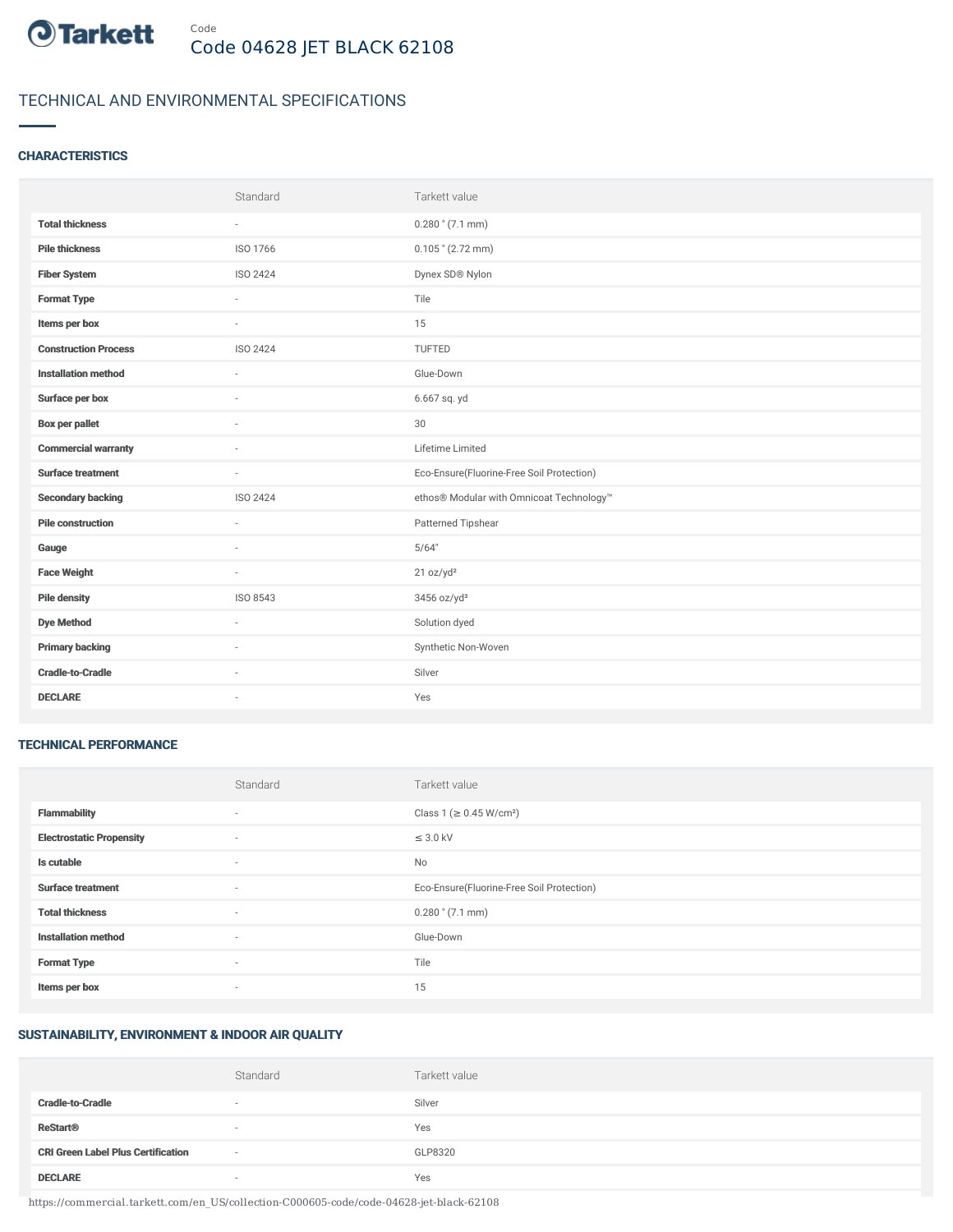Code

Code 04628 JET BLACK 62108

# TECHNICAL AND ENVIRONMENTAL SPECIFICATIONS

## CHARACTERISTICS

| | Standard | Tarkett value |
|---|---|---|
| **Total thickness** | - | 0.280 " (7.1 mm) |
| **Pile thickness** | ISO 1766 | 0.105 " (2.72 mm) |
| **Fiber System** | ISO 2424 | Dynex SD® Nylon |
| **Format Type** | - | Tile |
| **Items per box** | - | 15 |
| **Construction Process** | ISO 2424 | TUFTED |
| **Installation method** | - | Glue-Down |
| **Surface per box** | - | 6.667 sq. yd |
| **Box per pallet** | - | 30 |
| **Commercial warranty** | - | Lifetime Limited |
| **Surface treatment** | - | Eco-Ensure(Fluorine-Free Soil Protection) |
| **Secondary backing** | ISO 2424 | ethos® Modular with Omnicoat Technology™ |
| **Pile construction** | - | Patterned Tipshear |
| **Gauge** | - | 5/64" |
| **Face Weight** | - | 21 oz/yd² |
| **Pile density** | ISO 8543 | 3456 oz/yd³ |
| **Dye Method** | - | Solution dyed |
| **Primary backing** | - | Synthetic Non-Woven |
| **Cradle-to-Cradle** | - | Silver |
| **DECLARE** | - | Yes |

## TECHNICAL PERFORMANCE

| | Standard | Tarkett value |
|---|---|---|
| **Flammability** | - | Class 1 (≥ 0.45 W/cm²) |
| **Electrostatic Propensity** | - | ≤ 3.0 kV |
| **Is cutable** | - | No |
| **Surface treatment** | - | Eco-Ensure(Fluorine-Free Soil Protection) |
| **Total thickness** | - | 0.280 " (7.1 mm) |
| **Installation method** | - | Glue-Down |
| **Format Type** | - | Tile |
| **Items per box** | - | 15 |

## SUSTAINABILITY, ENVIRONMENT & INDOOR AIR QUALITY

| | Standard | Tarkett value |
|---|---|---|
| **Cradle-to-Cradle** | - | Silver |
| **ReStart®** | - | Yes |
| **CRI Green Label Plus Certification** | - | GLP8320 |
| **DECLARE** | - | Yes |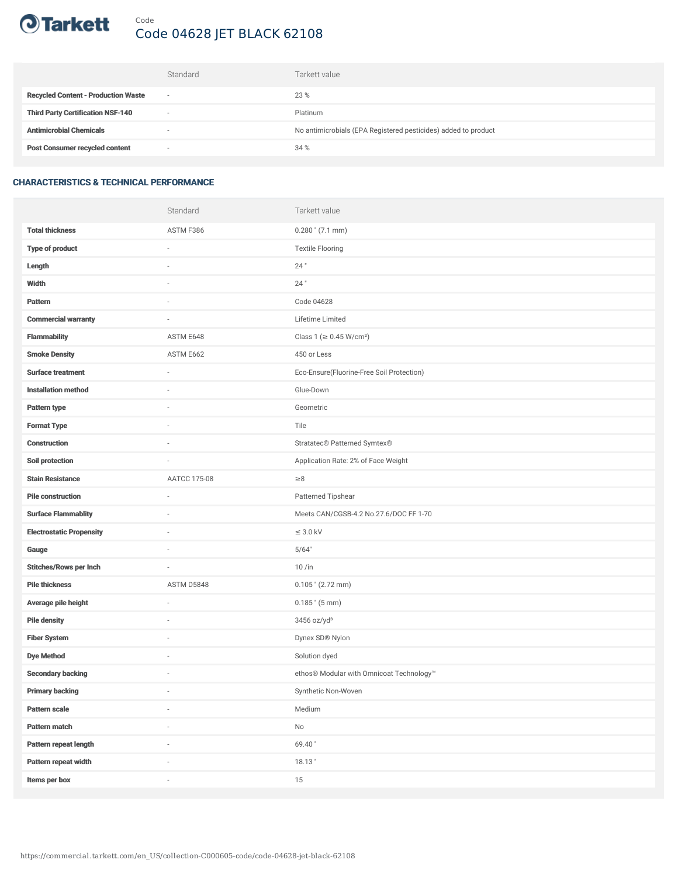Code

# Code 04628 JET BLACK 62108

| | Standard | Tarkett value |
|---|---|---|
| **Recycled Content - Production Waste** | - | 23 % |
| **Third Party Certification NSF-140** | - | Platinum |
| **Antimicrobial Chemicals** | - | No antimicrobials (EPA Registered pesticides) added to product |
| **Post Consumer recycled content** | - | 34 % |

## CHARACTERISTICS & TECHNICAL PERFORMANCE

| | Standard | Tarkett value |
|---|---|---|
| **Total thickness** | ASTM F386 | 0.280 " (7.1 mm) |
| **Type of product** | - | Textile Flooring |
| **Length** | - | 24 " |
| **Width** | - | 24 " |
| **Pattern** | - | Code 04628 |
| **Commercial warranty** | - | Lifetime Limited |
| **Flammability** | ASTM E648 | Class 1 (≥ 0.45 W/cm²) |
| **Smoke Density** | ASTM E662 | 450 or Less |
| **Surface treatment** | - | Eco-Ensure(Fluorine-Free Soil Protection) |
| **Installation method** | - | Glue-Down |
| **Pattern type** | - | Geometric |
| **Format Type** | - | Tile |
| **Construction** | - | Stratatec® Patterned Symtex® |
| **Soil protection** | - | Application Rate: 2% of Face Weight |
| **Stain Resistance** | AATCC 175-08 | ≥8 |
| **Pile construction** | - | Patterned Tipshear |
| **Surface Flammablity** | - | Meets CAN/CGSB-4.2 No.27.6/DOC FF 1-70 |
| **Electrostatic Propensity** | - | ≤ 3.0 kV |
| **Gauge** | - | 5/64" |
| **Stitches/Rows per Inch** | - | 10 /in |
| **Pile thickness** | ASTM D5848 | 0.105 " (2.72 mm) |
| **Average pile height** | - | 0.185 " (5 mm) |
| **Pile density** | - | 3456 oz/yd³ |
| **Fiber System** | - | Dynex SD® Nylon |
| **Dye Method** | - | Solution dyed |
| **Secondary backing** | - | ethos® Modular with Omnicoat Technology™ |
| **Primary backing** | - | Synthetic Non-Woven |
| **Pattern scale** | - | Medium |
| **Pattern match** | - | No |
| **Pattern repeat length** | - | 69.40 " |
| **Pattern repeat width** | - | 18.13 " |
| **Items per box** | - | 15 |